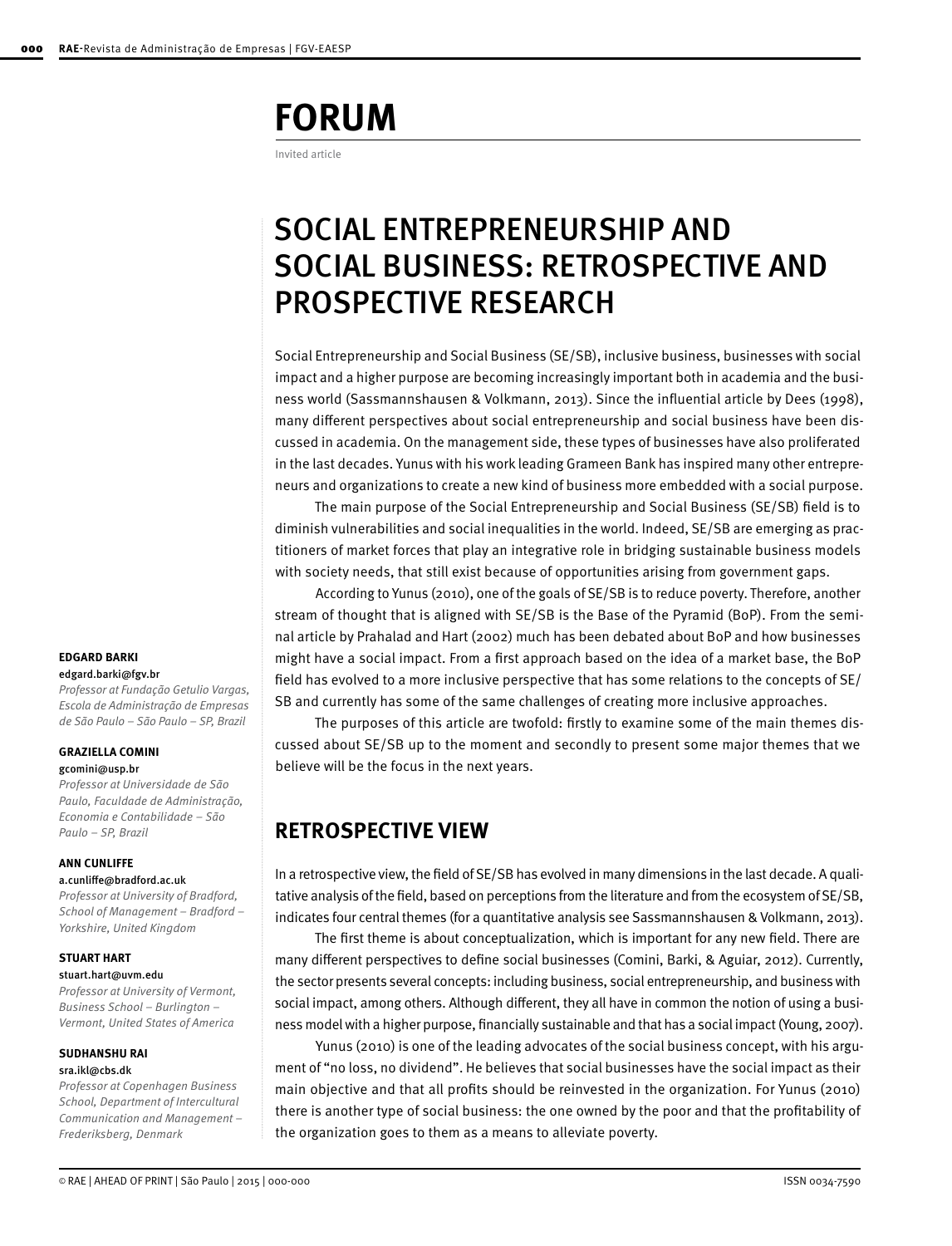# FORUM

Invited article

# SOCIAL ENTREPRENEURSHIP AND SOCIAL BUSINESS: RETROSPECTIVE AND PROSPECTIVE RESEARCH

**EDGARD BARKI**
edgard.barki@fgv.br
*Professor at Fundação Getulio Vargas, Escola de Administração de Empresas de São Paulo – São Paulo – SP, Brazil*

**GRAZIELLA COMINI**
gcomini@usp.br
*Professor at Universidade de São Paulo, Faculdade de Administração, Economia e Contabilidade – São Paulo – SP, Brazil*

**ANN CUNLIFFE**
a.cunliffe@bradford.ac.uk
*Professor at University of Bradford, School of Management – Bradford – Yorkshire, United Kingdom*

**STUART HART**
stuart.hart@uvm.edu
*Professor at University of Vermont, Business School – Burlington – Vermont, United States of America*

**SUDHANSHU RAI**
sra.ikl@cbs.dk
*Professor at Copenhagen Business School, Department of Intercultural Communication and Management – Frederiksberg, Denmark*

Social Entrepreneurship and Social Business (SE/SB), inclusive business, businesses with social impact and a higher purpose are becoming increasingly important both in academia and the business world (Sassmannshausen & Volkmann, 2013). Since the influential article by Dees (1998), many different perspectives about social entrepreneurship and social business have been discussed in academia. On the management side, these types of businesses have also proliferated in the last decades. Yunus with his work leading Grameen Bank has inspired many other entrepreneurs and organizations to create a new kind of business more embedded with a social purpose.

The main purpose of the Social Entrepreneurship and Social Business (SE/SB) field is to diminish vulnerabilities and social inequalities in the world. Indeed, SE/SB are emerging as practitioners of market forces that play an integrative role in bridging sustainable business models with society needs, that still exist because of opportunities arising from government gaps.

According to Yunus (2010), one of the goals of SE/SB is to reduce poverty. Therefore, another stream of thought that is aligned with SE/SB is the Base of the Pyramid (BoP). From the seminal article by Prahalad and Hart (2002) much has been debated about BoP and how businesses might have a social impact. From a first approach based on the idea of a market base, the BoP field has evolved to a more inclusive perspective that has some relations to the concepts of SE/SB and currently has some of the same challenges of creating more inclusive approaches.

The purposes of this article are twofold: firstly to examine some of the main themes discussed about SE/SB up to the moment and secondly to present some major themes that we believe will be the focus in the next years.

## RETROSPECTIVE VIEW

In a retrospective view, the field of SE/SB has evolved in many dimensions in the last decade. A qualitative analysis of the field, based on perceptions from the literature and from the ecosystem of SE/SB, indicates four central themes (for a quantitative analysis see Sassmannshausen & Volkmann, 2013).

The first theme is about conceptualization, which is important for any new field. There are many different perspectives to define social businesses (Comini, Barki, & Aguiar, 2012). Currently, the sector presents several concepts: including business, social entrepreneurship, and business with social impact, among others. Although different, they all have in common the notion of using a business model with a higher purpose, financially sustainable and that has a social impact (Young, 2007).

Yunus (2010) is one of the leading advocates of the social business concept, with his argument of "no loss, no dividend". He believes that social businesses have the social impact as their main objective and that all profits should be reinvested in the organization. For Yunus (2010) there is another type of social business: the one owned by the poor and that the profitability of the organization goes to them as a means to alleviate poverty.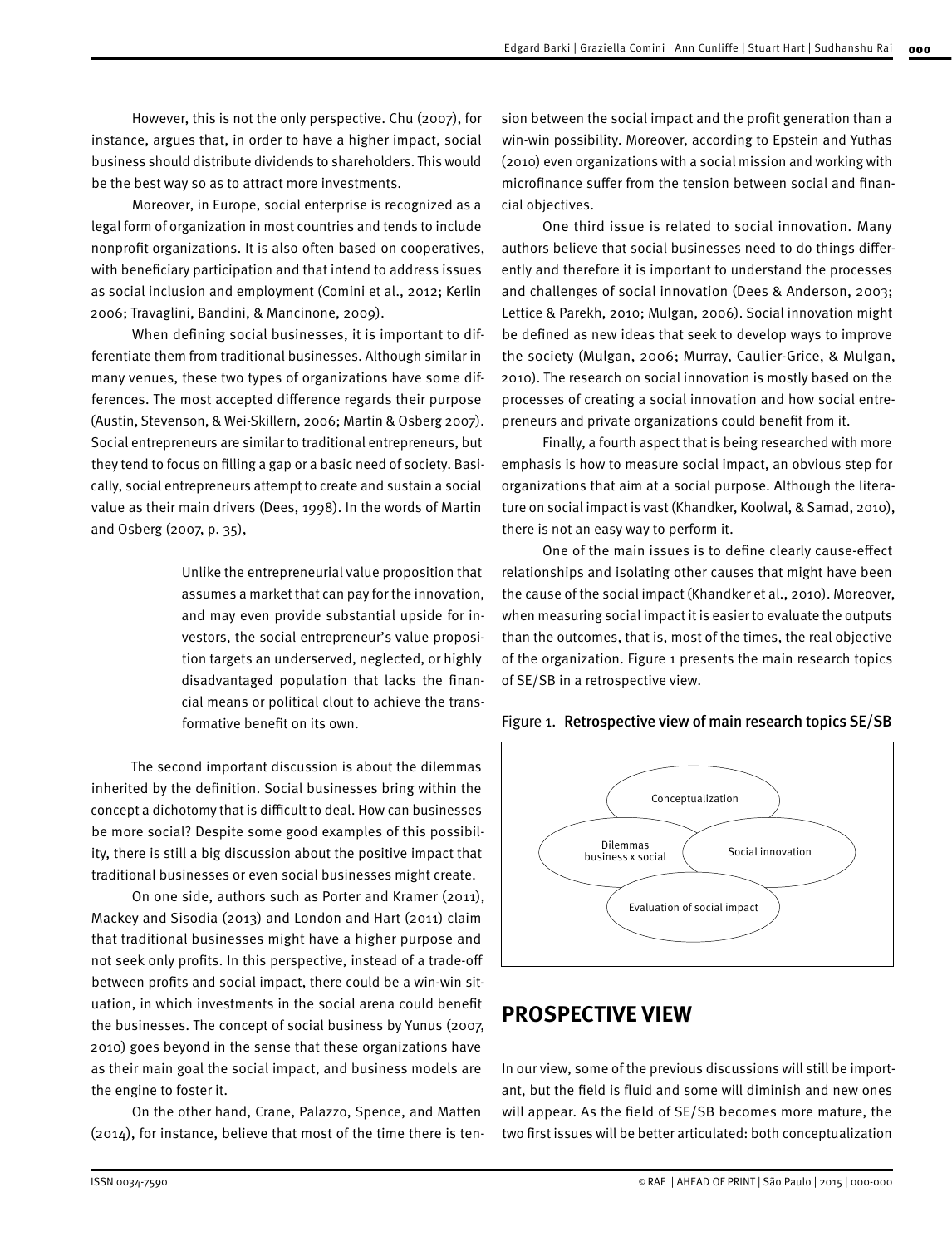However, this is not the only perspective. Chu (2007), for instance, argues that, in order to have a higher impact, social business should distribute dividends to shareholders. This would be the best way so as to attract more investments.

Moreover, in Europe, social enterprise is recognized as a legal form of organization in most countries and tends to include nonprofit organizations. It is also often based on cooperatives, with beneficiary participation and that intend to address issues as social inclusion and employment (Comini et al., 2012; Kerlin 2006; Travaglini, Bandini, & Mancinone, 2009).

When defining social businesses, it is important to differentiate them from traditional businesses. Although similar in many venues, these two types of organizations have some differences. The most accepted difference regards their purpose (Austin, Stevenson, & Wei-Skillern, 2006; Martin & Osberg 2007). Social entrepreneurs are similar to traditional entrepreneurs, but they tend to focus on filling a gap or a basic need of society. Basically, social entrepreneurs attempt to create and sustain a social value as their main drivers (Dees, 1998). In the words of Martin and Osberg (2007, p. 35),

> Unlike the entrepreneurial value proposition that assumes a market that can pay for the innovation, and may even provide substantial upside for investors, the social entrepreneur's value proposition targets an underserved, neglected, or highly disadvantaged population that lacks the financial means or political clout to achieve the transformative benefit on its own.

The second important discussion is about the dilemmas inherited by the definition. Social businesses bring within the concept a dichotomy that is difficult to deal. How can businesses be more social? Despite some good examples of this possibility, there is still a big discussion about the positive impact that traditional businesses or even social businesses might create.

On one side, authors such as Porter and Kramer (2011), Mackey and Sisodia (2013) and London and Hart (2011) claim that traditional businesses might have a higher purpose and not seek only profits. In this perspective, instead of a trade-off between profits and social impact, there could be a win-win situation, in which investments in the social arena could benefit the businesses. The concept of social business by Yunus (2007, 2010) goes beyond in the sense that these organizations have as their main goal the social impact, and business models are the engine to foster it.

On the other hand, Crane, Palazzo, Spence, and Matten (2014), for instance, believe that most of the time there is tension between the social impact and the profit generation than a win-win possibility. Moreover, according to Epstein and Yuthas (2010) even organizations with a social mission and working with microfinance suffer from the tension between social and financial objectives.

One third issue is related to social innovation. Many authors believe that social businesses need to do things differently and therefore it is important to understand the processes and challenges of social innovation (Dees & Anderson, 2003; Lettice & Parekh, 2010; Mulgan, 2006). Social innovation might be defined as new ideas that seek to develop ways to improve the society (Mulgan, 2006; Murray, Caulier-Grice, & Mulgan, 2010). The research on social innovation is mostly based on the processes of creating a social innovation and how social entrepreneurs and private organizations could benefit from it.

Finally, a fourth aspect that is being researched with more emphasis is how to measure social impact, an obvious step for organizations that aim at a social purpose. Although the literature on social impact is vast (Khandker, Koolwal, & Samad, 2010), there is not an easy way to perform it.

One of the main issues is to define clearly cause-effect relationships and isolating other causes that might have been the cause of the social impact (Khandker et al., 2010). Moreover, when measuring social impact it is easier to evaluate the outputs than the outcomes, that is, most of the times, the real objective of the organization. Figure 1 presents the main research topics of SE/SB in a retrospective view.

Figure 1. **Retrospective view of main research topics SE/SB**

Conceptualization

Dilemmas business x social

Social innovation

Evaluation of social impact

## PROSPECTIVE VIEW

In our view, some of the previous discussions will still be important, but the field is fluid and some will diminish and new ones will appear. As the field of SE/SB becomes more mature, the two first issues will be better articulated: both conceptualization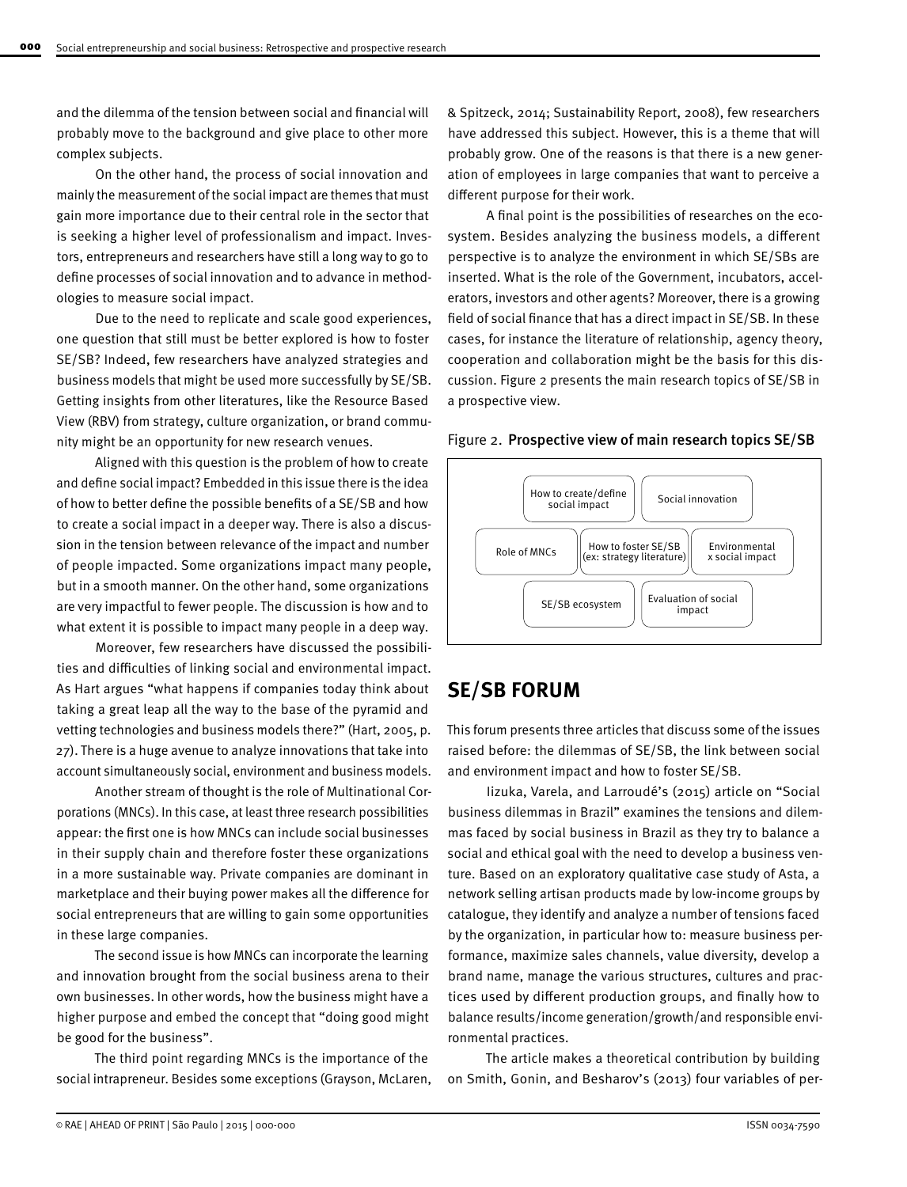and the dilemma of the tension between social and financial will probably move to the background and give place to other more complex subjects.

On the other hand, the process of social innovation and mainly the measurement of the social impact are themes that must gain more importance due to their central role in the sector that is seeking a higher level of professionalism and impact. Investors, entrepreneurs and researchers have still a long way to go to define processes of social innovation and to advance in methodologies to measure social impact.

Due to the need to replicate and scale good experiences, one question that still must be better explored is how to foster SE/SB? Indeed, few researchers have analyzed strategies and business models that might be used more successfully by SE/SB. Getting insights from other literatures, like the Resource Based View (RBV) from strategy, culture organization, or brand community might be an opportunity for new research venues.

Aligned with this question is the problem of how to create and define social impact? Embedded in this issue there is the idea of how to better define the possible benefits of a SE/SB and how to create a social impact in a deeper way. There is also a discussion in the tension between relevance of the impact and number of people impacted. Some organizations impact many people, but in a smooth manner. On the other hand, some organizations are very impactful to fewer people. The discussion is how and to what extent it is possible to impact many people in a deep way.

Moreover, few researchers have discussed the possibilities and difficulties of linking social and environmental impact. As Hart argues "what happens if companies today think about taking a great leap all the way to the base of the pyramid and vetting technologies and business models there?" (Hart, 2005, p. 27). There is a huge avenue to analyze innovations that take into account simultaneously social, environment and business models.

Another stream of thought is the role of Multinational Corporations (MNCs). In this case, at least three research possibilities appear: the first one is how MNCs can include social businesses in their supply chain and therefore foster these organizations in a more sustainable way. Private companies are dominant in marketplace and their buying power makes all the difference for social entrepreneurs that are willing to gain some opportunities in these large companies.

The second issue is how MNCs can incorporate the learning and innovation brought from the social business arena to their own businesses. In other words, how the business might have a higher purpose and embed the concept that "doing good might be good for the business".

The third point regarding MNCs is the importance of the social intrapreneur. Besides some exceptions (Grayson, McLaren, & Spitzeck, 2014; Sustainability Report, 2008), few researchers have addressed this subject. However, this is a theme that will probably grow. One of the reasons is that there is a new generation of employees in large companies that want to perceive a different purpose for their work.

A final point is the possibilities of researches on the ecosystem. Besides analyzing the business models, a different perspective is to analyze the environment in which SE/SBs are inserted. What is the role of the Government, incubators, accelerators, investors and other agents? Moreover, there is a growing field of social finance that has a direct impact in SE/SB. In these cases, for instance the literature of relationship, agency theory, cooperation and collaboration might be the basis for this discussion. Figure 2 presents the main research topics of SE/SB in a prospective view.

Figure 2. **Prospective view of main research topics SE/SB**

| | | |
|---|---|---|
| | How to create/define social impact | Social innovation |
| Role of MNCs | How to foster SE/SB (ex: strategy literature) | Environmental x social impact |
| | SE/SB ecosystem | Evaluation of social impact |

## SE/SB FORUM

This forum presents three articles that discuss some of the issues raised before: the dilemmas of SE/SB, the link between social and environment impact and how to foster SE/SB.

Iizuka, Varela, and Larroudé's (2015) article on "Social business dilemmas in Brazil" examines the tensions and dilemmas faced by social business in Brazil as they try to balance a social and ethical goal with the need to develop a business venture. Based on an exploratory qualitative case study of Asta, a network selling artisan products made by low-income groups by catalogue, they identify and analyze a number of tensions faced by the organization, in particular how to: measure business performance, maximize sales channels, value diversity, develop a brand name, manage the various structures, cultures and practices used by different production groups, and finally how to balance results/income generation/growth/and responsible environmental practices.

The article makes a theoretical contribution by building on Smith, Gonin, and Besharov's (2013) four variables of per-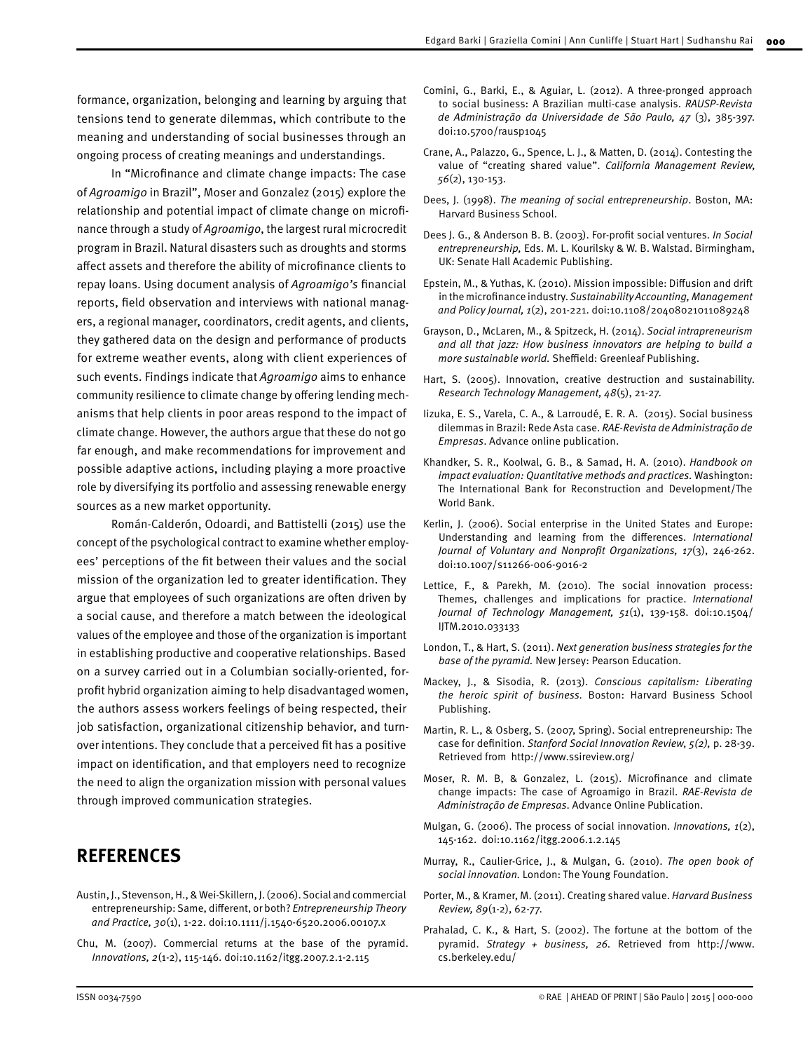formance, organization, belonging and learning by arguing that tensions tend to generate dilemmas, which contribute to the meaning and understanding of social businesses through an ongoing process of creating meanings and understandings.

In "Microfinance and climate change impacts: The case of *Agroamigo* in Brazil", Moser and Gonzalez (2015) explore the relationship and potential impact of climate change on microfinance through a study of *Agroamigo*, the largest rural microcredit program in Brazil. Natural disasters such as droughts and storms affect assets and therefore the ability of microfinance clients to repay loans. Using document analysis of *Agroamigo's* financial reports, field observation and interviews with national managers, a regional manager, coordinators, credit agents, and clients, they gathered data on the design and performance of products for extreme weather events, along with client experiences of such events. Findings indicate that *Agroamigo* aims to enhance community resilience to climate change by offering lending mechanisms that help clients in poor areas respond to the impact of climate change. However, the authors argue that these do not go far enough, and make recommendations for improvement and possible adaptive actions, including playing a more proactive role by diversifying its portfolio and assessing renewable energy sources as a new market opportunity.

Román-Calderón, Odoardi, and Battistelli (2015) use the concept of the psychological contract to examine whether employees' perceptions of the fit between their values and the social mission of the organization led to greater identification. They argue that employees of such organizations are often driven by a social cause, and therefore a match between the ideological values of the employee and those of the organization is important in establishing productive and cooperative relationships. Based on a survey carried out in a Columbian socially-oriented, for-profit hybrid organization aiming to help disadvantaged women, the authors assess workers feelings of being respected, their job satisfaction, organizational citizenship behavior, and turnover intentions. They conclude that a perceived fit has a positive impact on identification, and that employers need to recognize the need to align the organization mission with personal values through improved communication strategies.

## REFERENCES

Austin, J., Stevenson, H., & Wei-Skillern, J. (2006). Social and commercial entrepreneurship: Same, different, or both? *Entrepreneurship Theory and Practice, 30*(1), 1-22. doi:10.1111/j.1540-6520.2006.00107.x

Chu, M. (2007). Commercial returns at the base of the pyramid. *Innovations, 2*(1-2), 115-146. doi:10.1162/itgg.2007.2.1-2.115

Comini, G., Barki, E., & Aguiar, L. (2012). A three-pronged approach to social business: A Brazilian multi-case analysis. *RAUSP-Revista de Administração da Universidade de São Paulo, 47* (3), 385-397. doi:10.5700/rausp1045

Crane, A., Palazzo, G., Spence, L. J., & Matten, D. (2014). Contesting the value of "creating shared value". *California Management Review, 56*(2), 130-153.

Dees, J. (1998). *The meaning of social entrepreneurship*. Boston, MA: Harvard Business School.

Dees J. G., & Anderson B. B. (2003). For-profit social ventures. *In Social entrepreneurship,* Eds. M. L. Kourilsky & W. B. Walstad. Birmingham, UK: Senate Hall Academic Publishing.

Epstein, M., & Yuthas, K. (2010). Mission impossible: Diffusion and drift in the microfinance industry. *Sustainability Accounting, Management and Policy Journal, 1*(2), 201-221. doi:10.1108/20408021011089248

Grayson, D., McLaren, M., & Spitzeck, H. (2014). *Social intrapreneurism and all that jazz: How business innovators are helping to build a more sustainable world.* Sheffield: Greenleaf Publishing.

Hart, S. (2005). Innovation, creative destruction and sustainability. *Research Technology Management, 48*(5), 21-27.

Iizuka, E. S., Varela, C. A., & Larroudé, E. R. A. (2015). Social business dilemmas in Brazil: Rede Asta case. *RAE-Revista de Administração de Empresas*. Advance online publication.

Khandker, S. R., Koolwal, G. B., & Samad, H. A. (2010). *Handbook on impact evaluation: Quantitative methods and practices*. Washington: The International Bank for Reconstruction and Development/The World Bank.

Kerlin, J. (2006). Social enterprise in the United States and Europe: Understanding and learning from the differences. *International Journal of Voluntary and Nonprofit Organizations, 17*(3), 246-262. doi:10.1007/s11266-006-9016-2

Lettice, F., & Parekh, M. (2010). The social innovation process: Themes, challenges and implications for practice. *International Journal of Technology Management, 51*(1), 139-158. doi:10.1504/IJTM.2010.033133

London, T., & Hart, S. (2011). *Next generation business strategies for the base of the pyramid.* New Jersey: Pearson Education.

Mackey, J., & Sisodia, R. (2013). *Conscious capitalism: Liberating the heroic spirit of business.* Boston: Harvard Business School Publishing.

Martin, R. L., & Osberg, S. (2007, Spring). Social entrepreneurship: The case for definition. *Stanford Social Innovation Review, 5(2),* p. 28-39. Retrieved from http://www.ssireview.org/

Moser, R. M. B, & Gonzalez, L. (2015). Microfinance and climate change impacts: The case of Agroamigo in Brazil. *RAE-Revista de Administração de Empresas*. Advance Online Publication.

Mulgan, G. (2006). The process of social innovation. *Innovations, 1*(2), 145-162. doi:10.1162/itgg.2006.1.2.145

Murray, R., Caulier-Grice, J., & Mulgan, G. (2010). *The open book of social innovation.* London: The Young Foundation.

Porter, M., & Kramer, M. (2011). Creating shared value. *Harvard Business Review, 89*(1-2), 62-77.

Prahalad, C. K., & Hart, S. (2002). The fortune at the bottom of the pyramid. *Strategy + business, 26.* Retrieved from http://www.cs.berkeley.edu/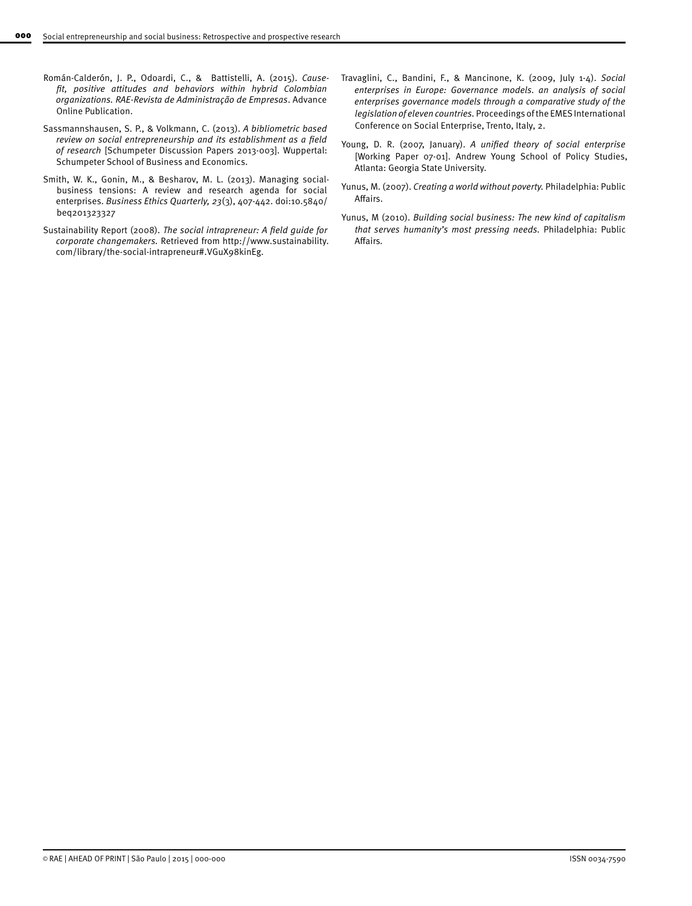Román-Calderón, J. P., Odoardi, C., & Battistelli, A. (2015). *Cause-fit, positive attitudes and behaviors within hybrid Colombian organizations. RAE-Revista de Administração de Empresas*. Advance Online Publication.

Sassmannshausen, S. P., & Volkmann, C. (2013). *A bibliometric based review on social entrepreneurship and its establishment as a field of research* [Schumpeter Discussion Papers 2013-003]. Wuppertal: Schumpeter School of Business and Economics.

Smith, W. K., Gonin, M., & Besharov, M. L. (2013). Managing social-business tensions: A review and research agenda for social enterprises. *Business Ethics Quarterly, 23*(3), 407-442. doi:10.5840/beq201323327

Sustainability Report (2008). *The social intrapreneur: A field guide for corporate changemakers.* Retrieved from http://www.sustainability.com/library/the-social-intrapreneur#.VGuX98kinEg.

Travaglini, C., Bandini, F., & Mancinone, K. (2009, July 1-4). *Social enterprises in Europe: Governance models. an analysis of social enterprises governance models through a comparative study of the legislation of eleven countries.* Proceedings of the EMES International Conference on Social Enterprise, Trento, Italy, 2.

Young, D. R. (2007, January). *A unified theory of social enterprise* [Working Paper 07-01]. Andrew Young School of Policy Studies, Atlanta: Georgia State University.

Yunus, M. (2007). *Creating a world without poverty.* Philadelphia: Public Affairs.

Yunus, M (2010). *Building social business: The new kind of capitalism that serves humanity's most pressing needs.* Philadelphia: Public Affairs.